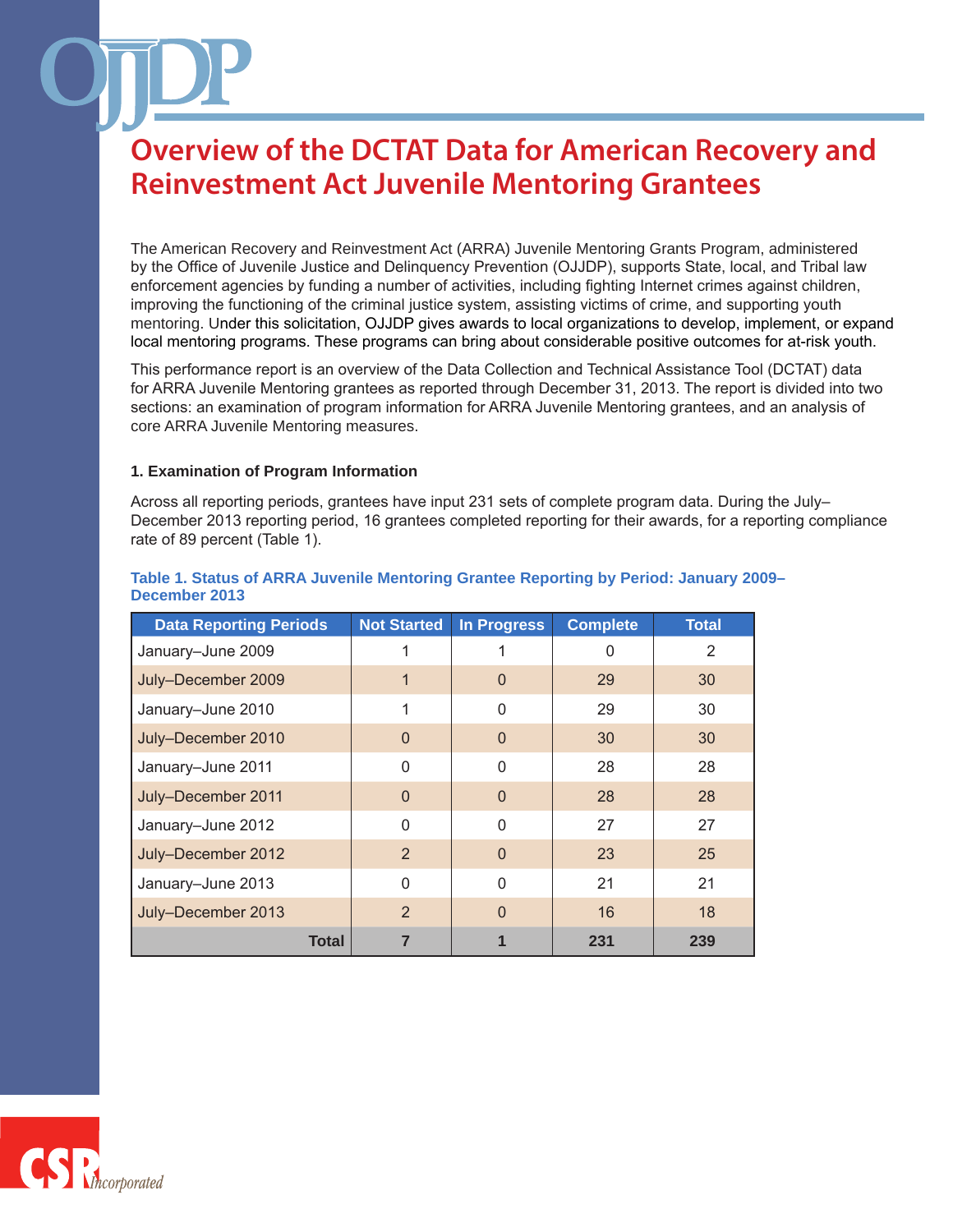# Overview of the DCTAT Data for American Recovery and Reinvestment Act Juvenile Mentoring Grantees

The American Recovery and Reinvestment Act (ARRA) Juvenile Mentoring Grants Program, administered by the Office of Juvenile Justice and Delinquency Prevention (OJJDP), supports State, local, and Tribal law enforcement agencies by funding a number of activities, including fighting Internet crimes against children, improving the functioning of the criminal justice system, assisting victims of crime, and supporting youth mentoring. Under this solicitation, OJJDP gives awards to local organizations to develop, implement, or expand local mentoring programs. These programs can bring about considerable positive outcomes for at-risk youth.

This performance report is an overview of the Data Collection and Technical Assistance Tool (DCTAT) data for ARRA Juvenile Mentoring grantees as reported through December 31, 2013. The report is divided into two sections: an examination of program information for ARRA Juvenile Mentoring grantees, and an analysis of core ARRA Juvenile Mentoring measures.

### 1. Examination of Program Information

Across all reporting periods, grantees have input 231 sets of complete program data. During the July–December 2013 reporting period, 16 grantees completed reporting for their awards, for a reporting compliance rate of 89 percent (Table 1).

**Table 1. Status of ARRA Juvenile Mentoring Grantee Reporting by Period: January 2009–December 2013**

| Data Reporting Periods | Not Started | In Progress | Complete | Total |
|---|---|---|---|---|
| January–June 2009 | 1 | 1 | 0 | 2 |
| July–December 2009 | 1 | 0 | 29 | 30 |
| January–June 2010 | 1 | 0 | 29 | 30 |
| July–December 2010 | 0 | 0 | 30 | 30 |
| January–June 2011 | 0 | 0 | 28 | 28 |
| July–December 2011 | 0 | 0 | 28 | 28 |
| January–June 2012 | 0 | 0 | 27 | 27 |
| July–December 2012 | 2 | 0 | 23 | 25 |
| January–June 2013 | 0 | 0 | 21 | 21 |
| July–December 2013 | 2 | 0 | 16 | 18 |
| **Total** | **7** | **1** | **231** | **239** |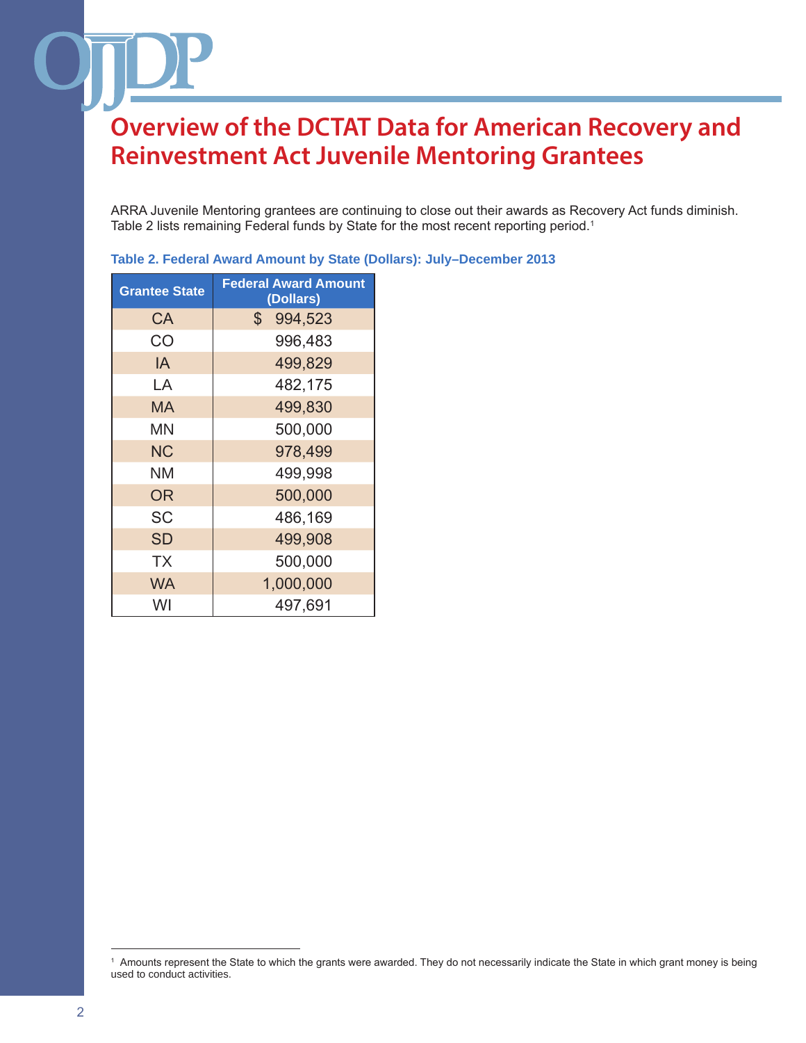# Overview of the DCTAT Data for American Recovery and Reinvestment Act Juvenile Mentoring Grantees

ARRA Juvenile Mentoring grantees are continuing to close out their awards as Recovery Act funds diminish. Table 2 lists remaining Federal funds by State for the most recent reporting period.[1]

**Table 2. Federal Award Amount by State (Dollars): July–December 2013**

| Grantee State | Federal Award Amount (Dollars) |
|---|---|
| CA | $ 994,523 |
| CO | 996,483 |
| IA | 499,829 |
| LA | 482,175 |
| MA | 499,830 |
| MN | 500,000 |
| NC | 978,499 |
| NM | 499,998 |
| OR | 500,000 |
| SC | 486,169 |
| SD | 499,908 |
| TX | 500,000 |
| WA | 1,000,000 |
| WI | 497,691 |

[1] Amounts represent the State to which the grants were awarded. They do not necessarily indicate the State in which grant money is being used to conduct activities.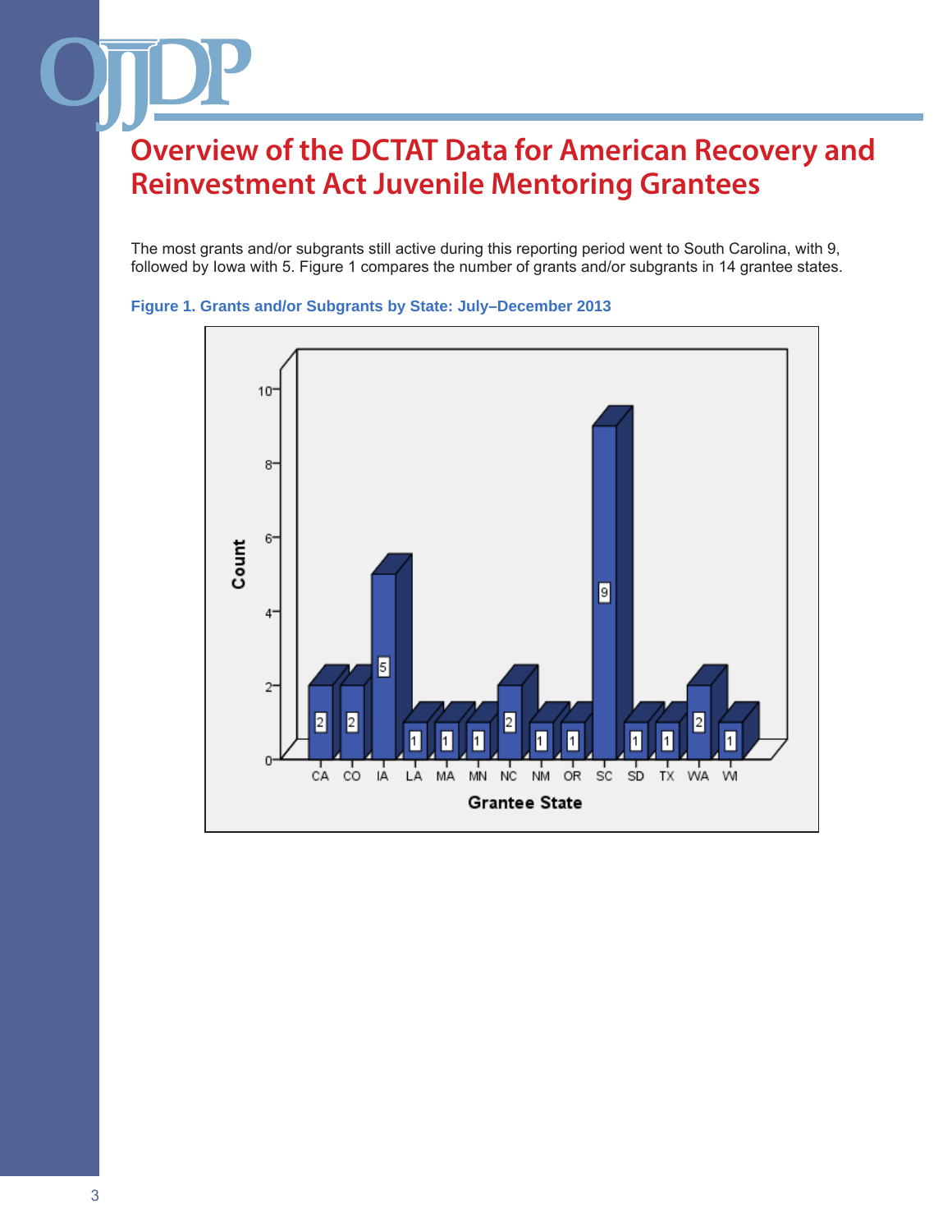# Overview of the DCTAT Data for American Recovery and Reinvestment Act Juvenile Mentoring Grantees

The most grants and/or subgrants still active during this reporting period went to South Carolina, with 9, followed by Iowa with 5. Figure 1 compares the number of grants and/or subgrants in 14 grantee states.

**Figure 1. Grants and/or Subgrants by State: July–December 2013**

| Grantee State | Count |
|---|---|
| CA | 2 |
| CO | 2 |
| IA | 5 |
| LA | 1 |
| MA | 1 |
| MN | 1 |
| NC | 2 |
| NM | 1 |
| OR | 1 |
| SC | 9 |
| SD | 1 |
| TX | 1 |
| WA | 2 |
| WI | 1 |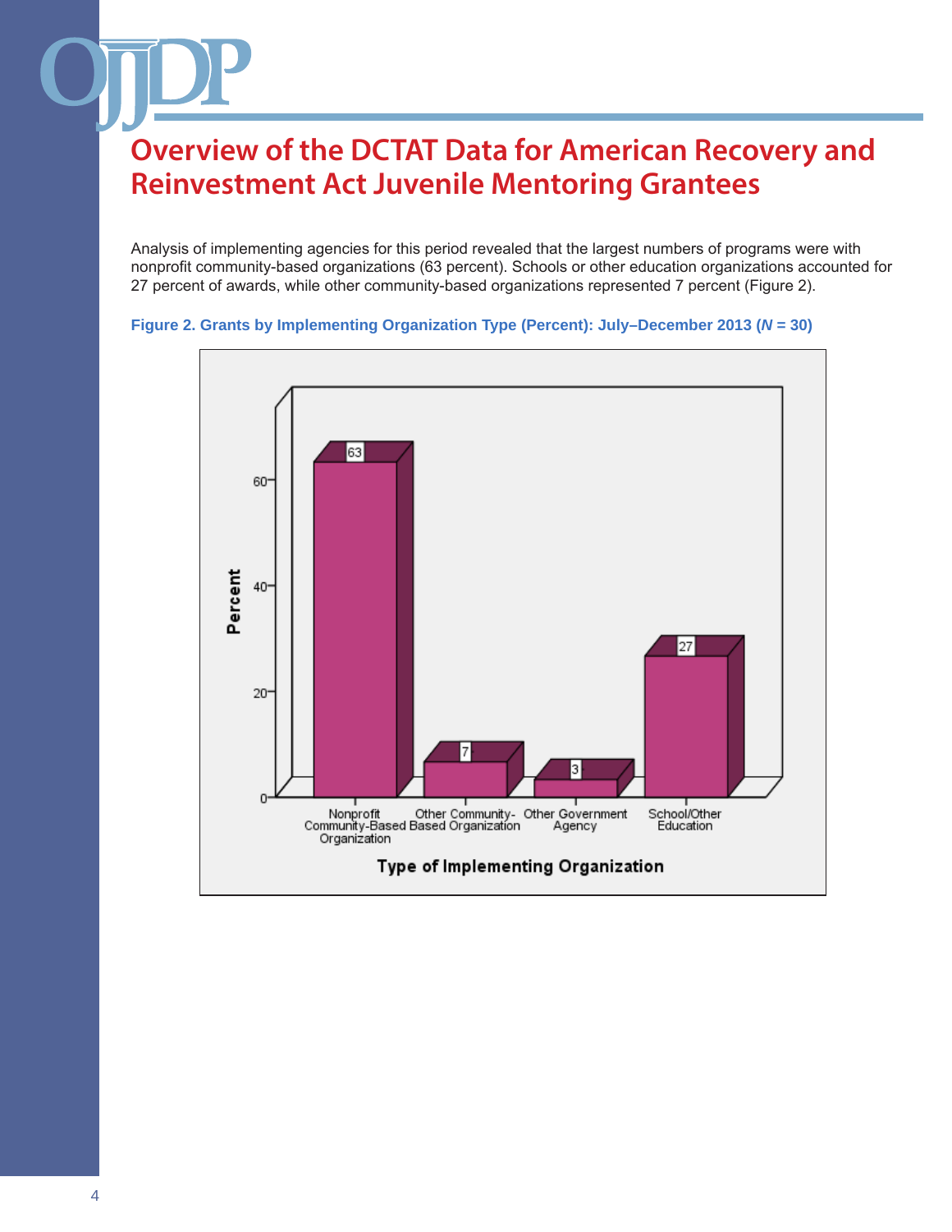# Overview of the DCTAT Data for American Recovery and Reinvestment Act Juvenile Mentoring Grantees

Analysis of implementing agencies for this period revealed that the largest numbers of programs were with nonprofit community-based organizations (63 percent). Schools or other education organizations accounted for 27 percent of awards, while other community-based organizations represented 7 percent (Figure 2).

**Figure 2. Grants by Implementing Organization Type (Percent): July–December 2013 (*N* = 30)**

| Type of Implementing Organization | Percent |
|---|---|
| Nonprofit Community-Based Organization | 63 |
| Other Community-Based Organization | 7 |
| Other Government Agency | 3 |
| School/Other Education | 27 |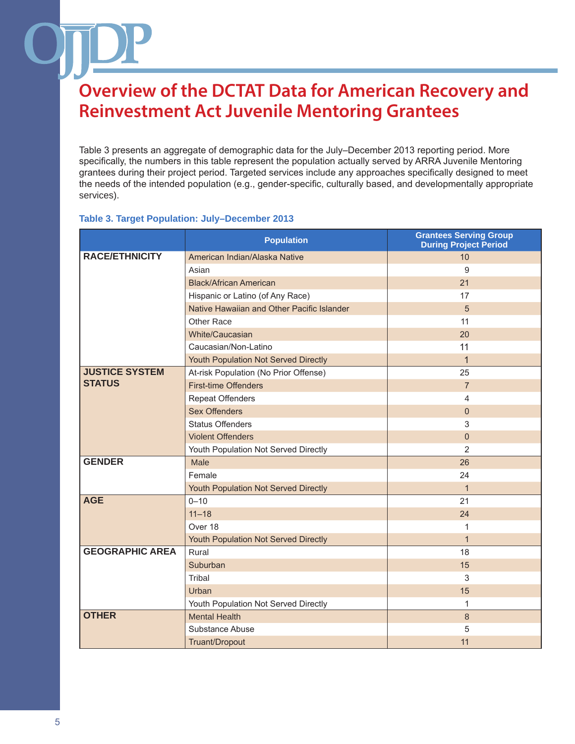# Overview of the DCTAT Data for American Recovery and Reinvestment Act Juvenile Mentoring Grantees

Table 3 presents an aggregate of demographic data for the July–December 2013 reporting period. More specifically, the numbers in this table represent the population actually served by ARRA Juvenile Mentoring grantees during their project period. Targeted services include any approaches specifically designed to meet the needs of the intended population (e.g., gender-specific, culturally based, and developmentally appropriate services).

**Table 3. Target Population: July–December 2013**

| | Population | Grantees Serving Group During Project Period |
|---|---|---|
| **RACE/ETHNICITY** | American Indian/Alaska Native | 10 |
| | Asian | 9 |
| | Black/African American | 21 |
| | Hispanic or Latino (of Any Race) | 17 |
| | Native Hawaiian and Other Pacific Islander | 5 |
| | Other Race | 11 |
| | White/Caucasian | 20 |
| | Caucasian/Non-Latino | 11 |
| | Youth Population Not Served Directly | 1 |
| **JUSTICE SYSTEM STATUS** | At-risk Population (No Prior Offense) | 25 |
| | First-time Offenders | 7 |
| | Repeat Offenders | 4 |
| | Sex Offenders | 0 |
| | Status Offenders | 3 |
| | Violent Offenders | 0 |
| | Youth Population Not Served Directly | 2 |
| **GENDER** | Male | 26 |
| | Female | 24 |
| | Youth Population Not Served Directly | 1 |
| **AGE** | 0–10 | 21 |
| | 11–18 | 24 |
| | Over 18 | 1 |
| | Youth Population Not Served Directly | 1 |
| **GEOGRAPHIC AREA** | Rural | 18 |
| | Suburban | 15 |
| | Tribal | 3 |
| | Urban | 15 |
| | Youth Population Not Served Directly | 1 |
| **OTHER** | Mental Health | 8 |
| | Substance Abuse | 5 |
| | Truant/Dropout | 11 |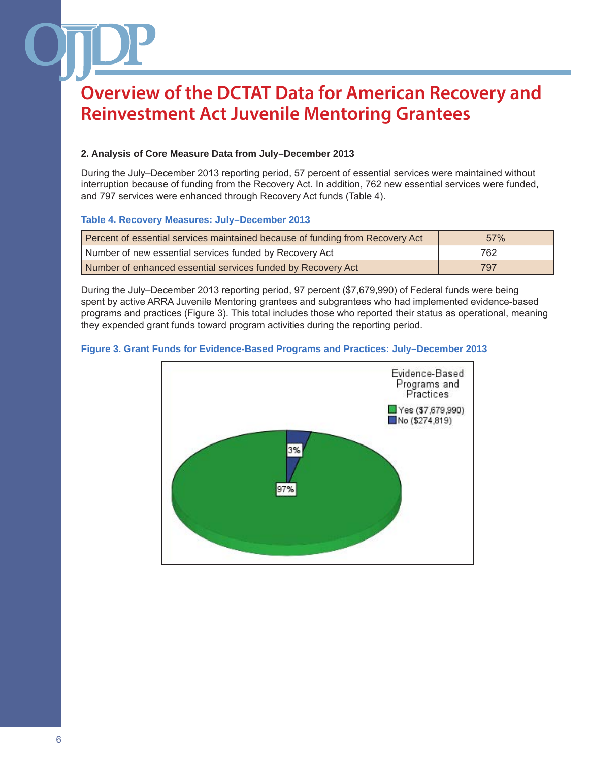# Overview of the DCTAT Data for American Recovery and Reinvestment Act Juvenile Mentoring Grantees

### 2. Analysis of Core Measure Data from July–December 2013

During the July–December 2013 reporting period, 57 percent of essential services were maintained without interruption because of funding from the Recovery Act. In addition, 762 new essential services were funded, and 797 services were enhanced through Recovery Act funds (Table 4).

**Table 4. Recovery Measures: July–December 2013**

| | |
|---|---|
| Percent of essential services maintained because of funding from Recovery Act | 57% |
| Number of new essential services funded by Recovery Act | 762 |
| Number of enhanced essential services funded by Recovery Act | 797 |

During the July–December 2013 reporting period, 97 percent ($7,679,990) of Federal funds were being spent by active ARRA Juvenile Mentoring grantees and subgrantees who had implemented evidence-based programs and practices (Figure 3). This total includes those who reported their status as operational, meaning they expended grant funds toward program activities during the reporting period.

**Figure 3. Grant Funds for Evidence-Based Programs and Practices: July–December 2013**

Evidence-Based Programs and Practices
- Yes ($7,679,990) — 97%
- No ($274,819) — 3%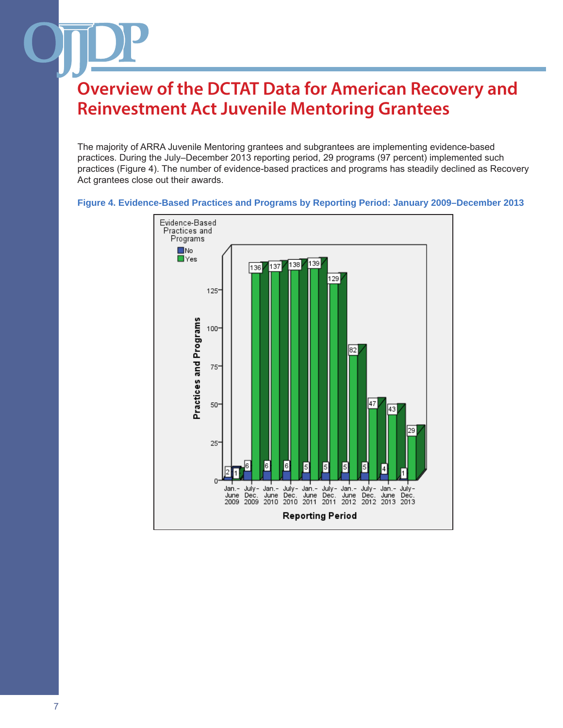# Overview of the DCTAT Data for American Recovery and Reinvestment Act Juvenile Mentoring Grantees

The majority of ARRA Juvenile Mentoring grantees and subgrantees are implementing evidence-based practices. During the July–December 2013 reporting period, 29 programs (97 percent) implemented such practices (Figure 4). The number of evidence-based practices and programs has steadily declined as Recovery Act grantees close out their awards.

**Figure 4. Evidence-Based Practices and Programs by Reporting Period: January 2009–December 2013**

| Reporting Period | No | Yes |
|---|---|---|
| Jan.–June 2009 | 2 | 1 |
| July–Dec. 2009 | 6 | 136 |
| Jan.–June 2010 | 6 | 137 |
| July–Dec. 2010 | 6 | 138 |
| Jan.–June 2011 | 5 | 139 |
| July–Dec. 2011 | 5 | 129 |
| Jan.–June 2012 | 5 | 82 |
| July–Dec. 2012 | 5 | 47 |
| Jan.–June 2013 | 4 | 43 |
| July–Dec. 2013 | 1 | 29 |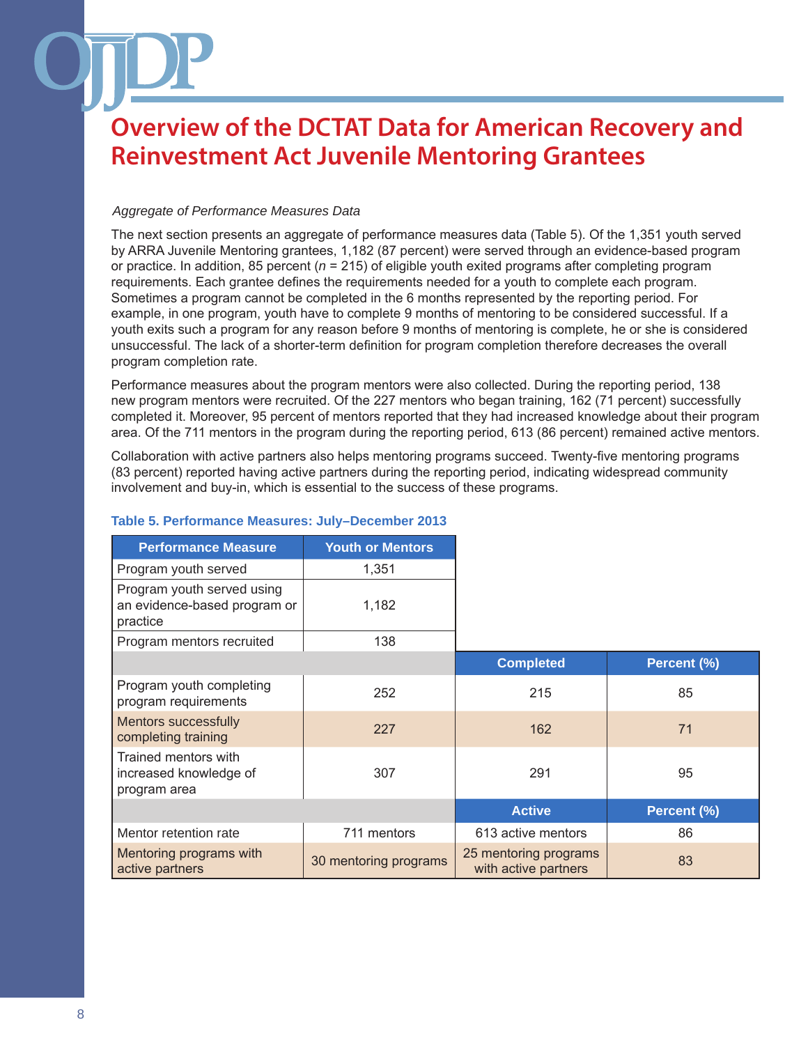# Overview of the DCTAT Data for American Recovery and Reinvestment Act Juvenile Mentoring Grantees

*Aggregate of Performance Measures Data*

The next section presents an aggregate of performance measures data (Table 5). Of the 1,351 youth served by ARRA Juvenile Mentoring grantees, 1,182 (87 percent) were served through an evidence-based program or practice. In addition, 85 percent (*n* = 215) of eligible youth exited programs after completing program requirements. Each grantee defines the requirements needed for a youth to complete each program. Sometimes a program cannot be completed in the 6 months represented by the reporting period. For example, in one program, youth have to complete 9 months of mentoring to be considered successful. If a youth exits such a program for any reason before 9 months of mentoring is complete, he or she is considered unsuccessful. The lack of a shorter-term definition for program completion therefore decreases the overall program completion rate.

Performance measures about the program mentors were also collected. During the reporting period, 138 new program mentors were recruited. Of the 227 mentors who began training, 162 (71 percent) successfully completed it. Moreover, 95 percent of mentors reported that they had increased knowledge about their program area. Of the 711 mentors in the program during the reporting period, 613 (86 percent) remained active mentors.

Collaboration with active partners also helps mentoring programs succeed. Twenty-five mentoring programs (83 percent) reported having active partners during the reporting period, indicating widespread community involvement and buy-in, which is essential to the success of these programs.

**Table 5. Performance Measures: July–December 2013**

| Performance Measure | Youth or Mentors | | |
|---|---|---|---|
| Program youth served | 1,351 | | |
| Program youth served using an evidence-based program or practice | 1,182 | | |
| Program mentors recruited | 138 | | |
| | | **Completed** | **Percent (%)** |
| Program youth completing program requirements | 252 | 215 | 85 |
| Mentors successfully completing training | 227 | 162 | 71 |
| Trained mentors with increased knowledge of program area | 307 | 291 | 95 |
| | | **Active** | **Percent (%)** |
| Mentor retention rate | 711 mentors | 613 active mentors | 86 |
| Mentoring programs with active partners | 30 mentoring programs | 25 mentoring programs with active partners | 83 |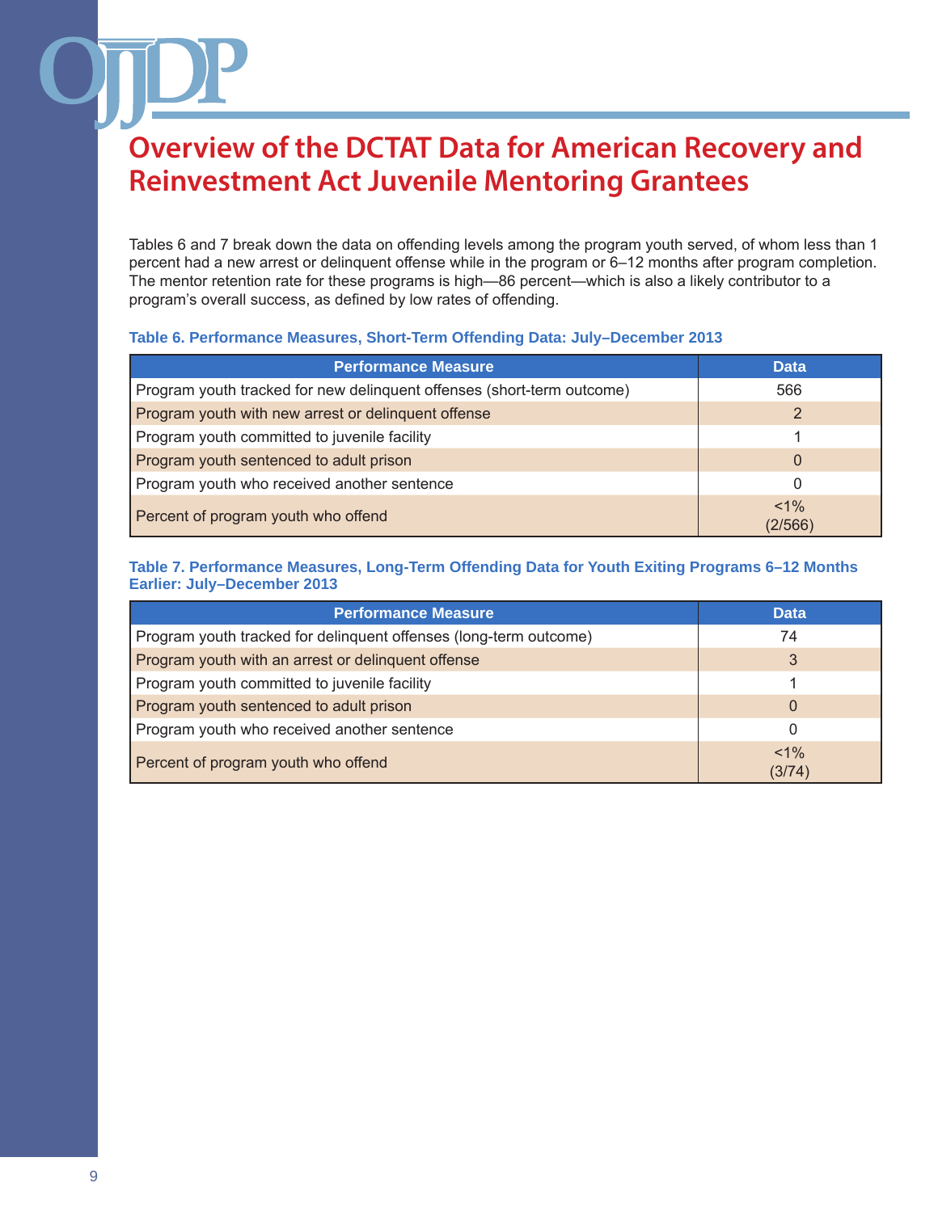# Overview of the DCTAT Data for American Recovery and Reinvestment Act Juvenile Mentoring Grantees

Tables 6 and 7 break down the data on offending levels among the program youth served, of whom less than 1 percent had a new arrest or delinquent offense while in the program or 6–12 months after program completion. The mentor retention rate for these programs is high—86 percent—which is also a likely contributor to a program's overall success, as defined by low rates of offending.

**Table 6. Performance Measures, Short-Term Offending Data: July–December 2013**

| Performance Measure | Data |
|---|---|
| Program youth tracked for new delinquent offenses (short-term outcome) | 566 |
| Program youth with new arrest or delinquent offense | 2 |
| Program youth committed to juvenile facility | 1 |
| Program youth sentenced to adult prison | 0 |
| Program youth who received another sentence | 0 |
| Percent of program youth who offend | <1% (2/566) |

**Table 7. Performance Measures, Long-Term Offending Data for Youth Exiting Programs 6–12 Months Earlier: July–December 2013**

| Performance Measure | Data |
|---|---|
| Program youth tracked for delinquent offenses (long-term outcome) | 74 |
| Program youth with an arrest or delinquent offense | 3 |
| Program youth committed to juvenile facility | 1 |
| Program youth sentenced to adult prison | 0 |
| Program youth who received another sentence | 0 |
| Percent of program youth who offend | <1% (3/74) |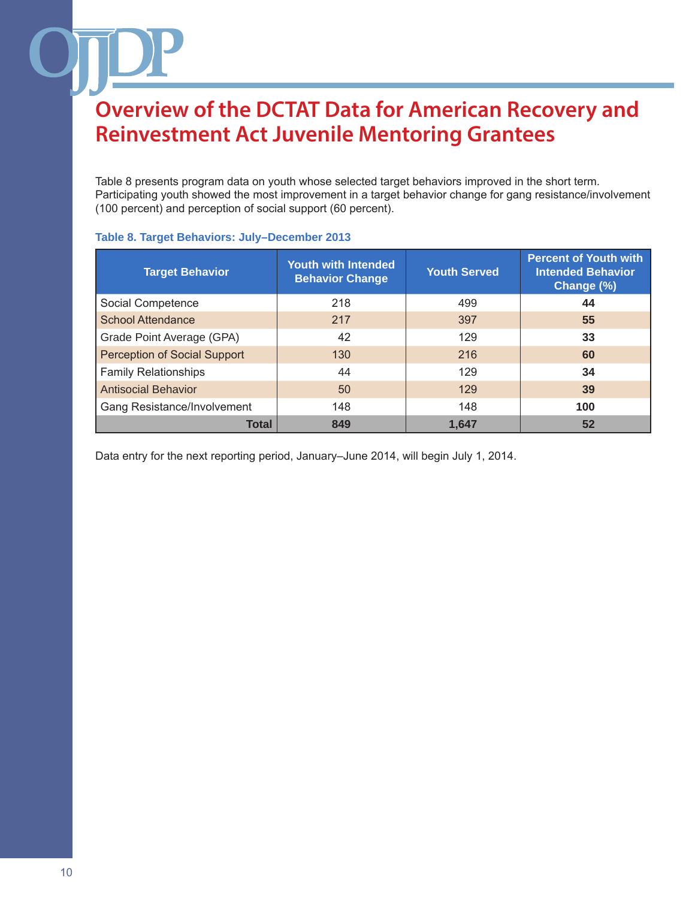# Overview of the DCTAT Data for American Recovery and Reinvestment Act Juvenile Mentoring Grantees

Table 8 presents program data on youth whose selected target behaviors improved in the short term. Participating youth showed the most improvement in a target behavior change for gang resistance/involvement (100 percent) and perception of social support (60 percent).

**Table 8. Target Behaviors: July–December 2013**

| Target Behavior | Youth with Intended Behavior Change | Youth Served | Percent of Youth with Intended Behavior Change (%) |
|---|---|---|---|
| Social Competence | 218 | 499 | **44** |
| School Attendance | 217 | 397 | **55** |
| Grade Point Average (GPA) | 42 | 129 | **33** |
| Perception of Social Support | 130 | 216 | **60** |
| Family Relationships | 44 | 129 | **34** |
| Antisocial Behavior | 50 | 129 | **39** |
| Gang Resistance/Involvement | 148 | 148 | **100** |
| **Total** | **849** | **1,647** | **52** |

Data entry for the next reporting period, January–June 2014, will begin July 1, 2014.